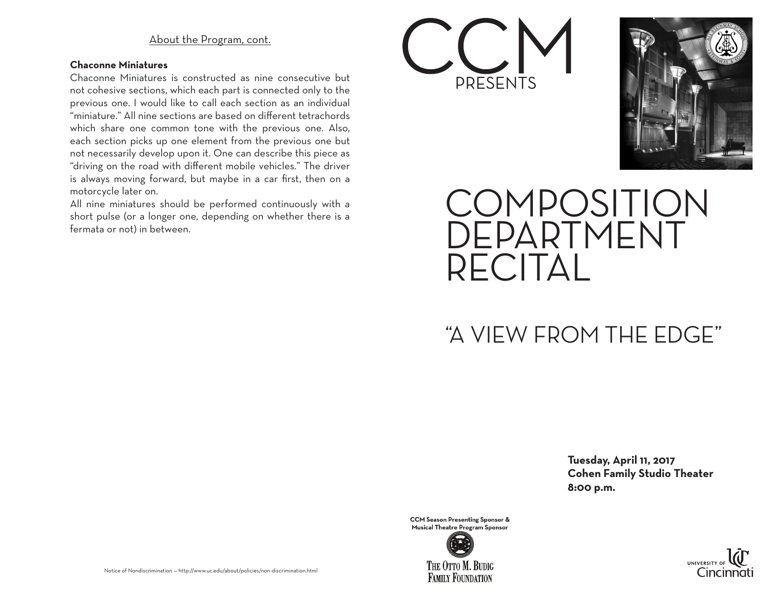About the Program, cont.

**Chaconne Miniatures**

Chaconne Miniatures is constructed as nine consecutive but not cohesive sections, which each part is connected only to the previous one. I would like to call each section as an individual "miniature." All nine sections are based on different tetrachords which share one common tone with the previous one. Also, each section picks up one element from the previous one but not necessarily develop upon it. One can describe this piece as "driving on the road with different mobile vehicles." The driver is always moving forward, but maybe in a car first, then on a motorcycle later on.

All nine miniatures should be performed continuously with a short pulse (or a longer one, depending on whether there is a fermata or not) in between.

Notice of Nondiscrimination — http://www.uc.edu/about/policies/non-discrimination.html

# CCM PRESENTS

# COMPOSITION DEPARTMENT RECITAL

## "A VIEW FROM THE EDGE"

**Tuesday, April 11, 2017**
**Cohen Family Studio Theater**
**8:00 p.m.**

**CCM Season Presenting Sponsor & Musical Theatre Program Sponsor**

The Otto M. Budig Family Foundation

University of Cincinnati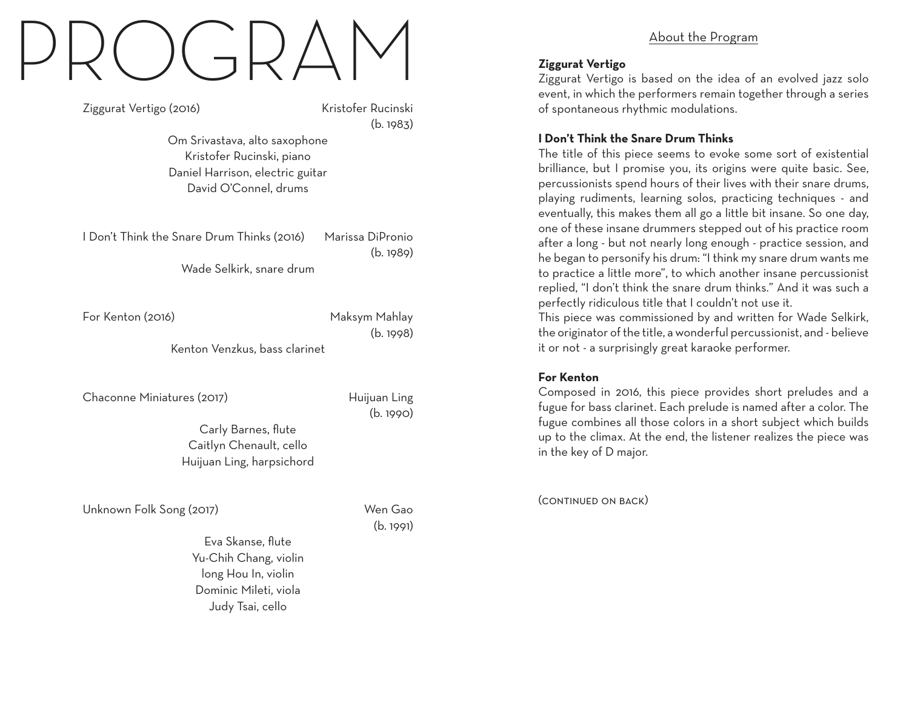# PROGRAM

Ziggurat Vertigo (2016) — Kristofer Rucinski (b. 1983)

Om Srivastava, alto saxophone
Kristofer Rucinski, piano
Daniel Harrison, electric guitar
David O'Connel, drums

I Don't Think the Snare Drum Thinks (2016) — Marissa DiPronio (b. 1989)

Wade Selkirk, snare drum

For Kenton (2016) — Maksym Mahlay (b. 1998)

Kenton Venzkus, bass clarinet

Chaconne Miniatures (2017) — Huijuan Ling (b. 1990)

Carly Barnes, flute
Caitlyn Chenault, cello
Huijuan Ling, harpsichord

Unknown Folk Song (2017) — Wen Gao (b. 1991)

Eva Skanse, flute
Yu-Chih Chang, violin
Iong Hou In, violin
Dominic Mileti, viola
Judy Tsai, cello

## About the Program

**Ziggurat Vertigo**
Ziggurat Vertigo is based on the idea of an evolved jazz solo event, in which the performers remain together through a series of spontaneous rhythmic modulations.

**I Don't Think the Snare Drum Thinks**
The title of this piece seems to evoke some sort of existential brilliance, but I promise you, its origins were quite basic. See, percussionists spend hours of their lives with their snare drums, playing rudiments, learning solos, practicing techniques - and eventually, this makes them all go a little bit insane. So one day, one of these insane drummers stepped out of his practice room after a long - but not nearly long enough - practice session, and he began to personify his drum: "I think my snare drum wants me to practice a little more", to which another insane percussionist replied, "I don't think the snare drum thinks." And it was such a perfectly ridiculous title that I couldn't not use it.
This piece was commissioned by and written for Wade Selkirk, the originator of the title, a wonderful percussionist, and - believe it or not - a surprisingly great karaoke performer.

**For Kenton**
Composed in 2016, this piece provides short preludes and a fugue for bass clarinet. Each prelude is named after a color. The fugue combines all those colors in a short subject which builds up to the climax. At the end, the listener realizes the piece was in the key of D major.

(continued on back)